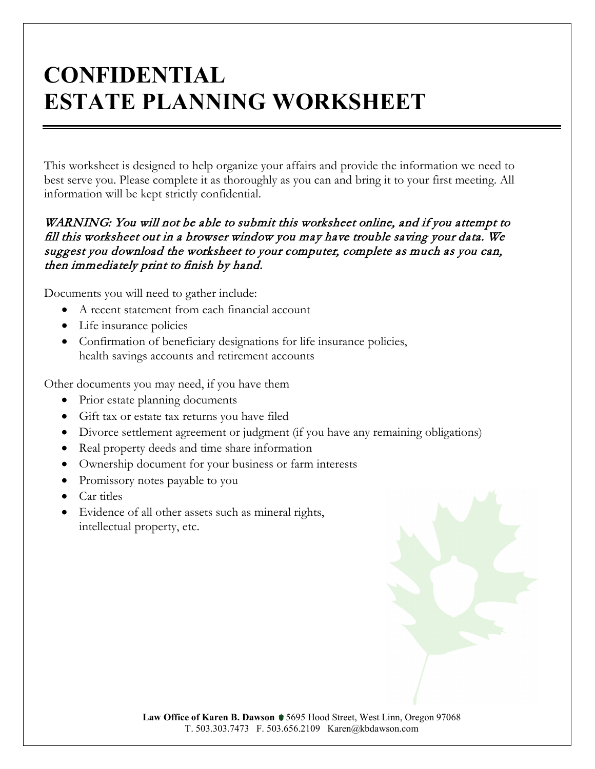# CONFIDENTIAL
# ESTATE PLANNING WORKSHEET

This worksheet is designed to help organize your affairs and provide the information we need to best serve you. Please complete it as thoroughly as you can and bring it to your first meeting. All information will be kept strictly confidential.

*WARNING: You will not be able to submit this worksheet online, and if you attempt to fill this worksheet out in a browser window you may have trouble saving your data. We suggest you download the worksheet to your computer, complete as much as you can, then immediately print to finish by hand.*

Documents you will need to gather include:

- A recent statement from each financial account
- Life insurance policies
- Confirmation of beneficiary designations for life insurance policies, health savings accounts and retirement accounts

Other documents you may need, if you have them

- Prior estate planning documents
- Gift tax or estate tax returns you have filed
- Divorce settlement agreement or judgment (if you have any remaining obligations)
- Real property deeds and time share information
- Ownership document for your business or farm interests
- Promissory notes payable to you
- Car titles
- Evidence of all other assets such as mineral rights, intellectual property, etc.

**Law Office of Karen B. Dawson** 5695 Hood Street, West Linn, Oregon 97068
T. 503.303.7473 F. 503.656.2109 Karen@kbdawson.com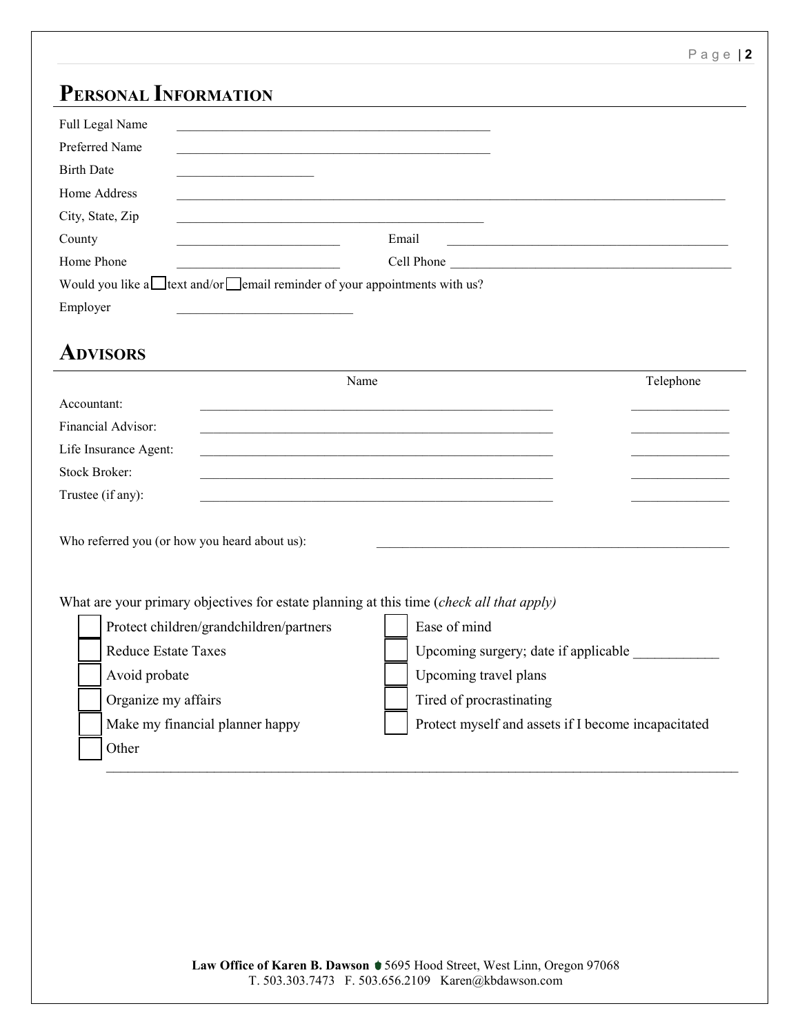## PERSONAL INFORMATION

Full Legal Name ______________________________________________

Preferred Name ______________________________________________

Birth Date ____________________

Home Address ______________________________________________________________________________

City, State, Zip ______________________________________________

County ________________________ Email ________________________________________

Home Phone ________________________ Cell Phone ________________________________________

Would you like a ☐ text and/or ☐ email reminder of your appointments with us?

Employer __________________________

## ADVISORS

| | Name | Telephone |
|---|---|---|
| Accountant: | ____________________________________________________ | ______________ |
| Financial Advisor: | ____________________________________________________ | ______________ |
| Life Insurance Agent: | ____________________________________________________ | ______________ |
| Stock Broker: | ____________________________________________________ | ______________ |
| Trustee (if any): | ____________________________________________________ | ______________ |

Who referred you (or how you heard about us): ____________________________________________________

What are your primary objectives for estate planning at this time (*check all that apply)*

- ☐ Protect children/grandchildren/partners
- ☐ Reduce Estate Taxes
- ☐ Avoid probate
- ☐ Organize my affairs
- ☐ Make my financial planner happy
- ☐ Other
- ☐ Ease of mind
- ☐ Upcoming surgery; date if applicable ___________
- ☐ Upcoming travel plans
- ☐ Tired of procrastinating
- ☐ Protect myself and assets if I become incapacitated

__________________________________________________________________________________________

Law Office of Karen B. Dawson 5695 Hood Street, West Linn, Oregon 97068
T. 503.303.7473 F. 503.656.2109 Karen@kbdawson.com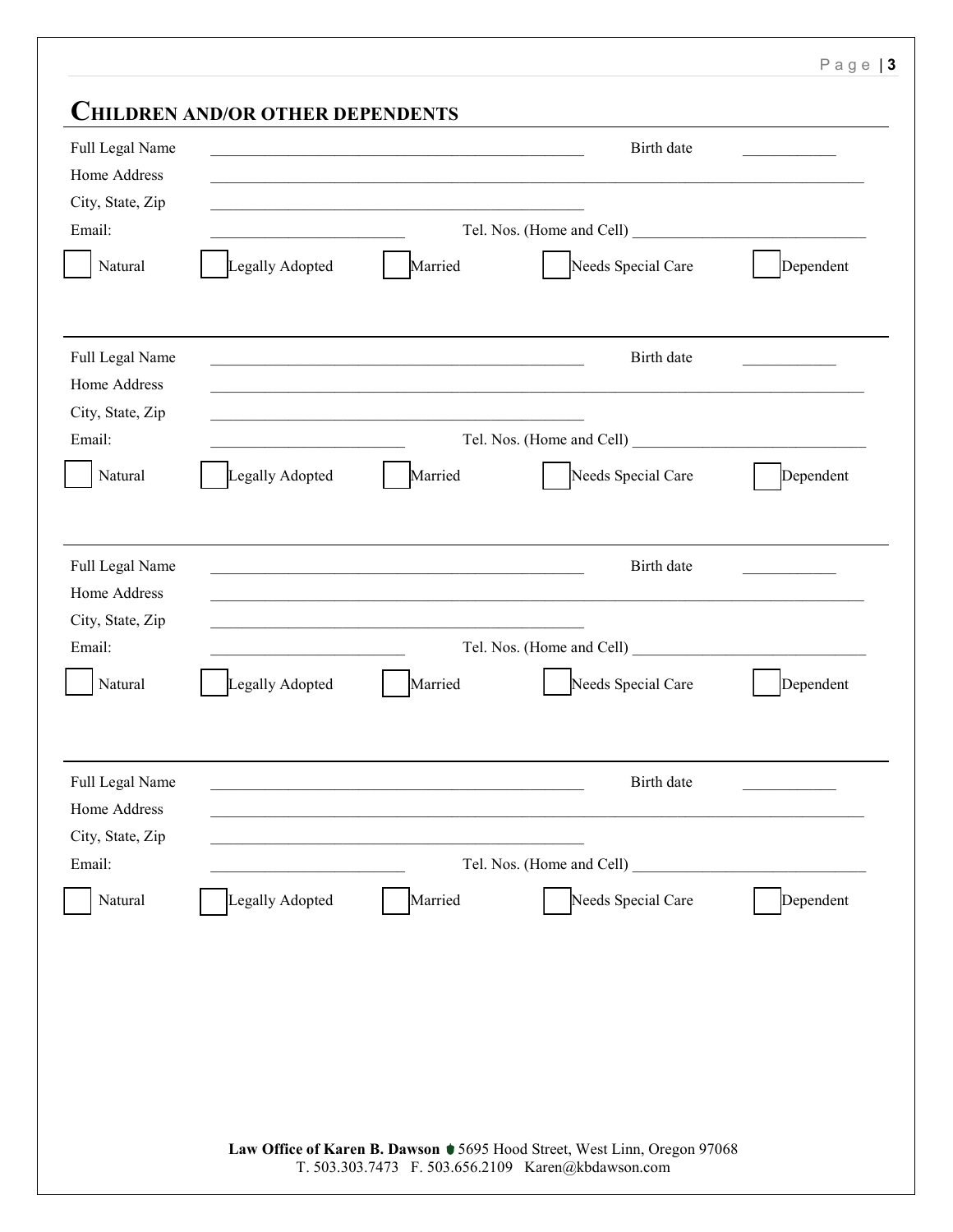## CHILDREN AND/OR OTHER DEPENDENTS

Full Legal Name ______________________________________________ Birth date ___________

Home Address ____________________________________________________________________________

City, State, Zip ______________________________________________

Email: ________________________ Tel. Nos. (Home and Cell) _____________________________

☐ Natural ☐ Legally Adopted ☐ Married ☐ Needs Special Care ☐ Dependent

---

Full Legal Name ______________________________________________ Birth date ___________

Home Address ____________________________________________________________________________

City, State, Zip ______________________________________________

Email: ________________________ Tel. Nos. (Home and Cell) _____________________________

☐ Natural ☐ Legally Adopted ☐ Married ☐ Needs Special Care ☐ Dependent

---

Full Legal Name ______________________________________________ Birth date ___________

Home Address ____________________________________________________________________________

City, State, Zip ______________________________________________

Email: ________________________ Tel. Nos. (Home and Cell) _____________________________

☐ Natural ☐ Legally Adopted ☐ Married ☐ Needs Special Care ☐ Dependent

---

Full Legal Name ______________________________________________ Birth date ___________

Home Address ____________________________________________________________________________

City, State, Zip ______________________________________________

Email: ________________________ Tel. Nos. (Home and Cell) _____________________________

☐ Natural ☐ Legally Adopted ☐ Married ☐ Needs Special Care ☐ Dependent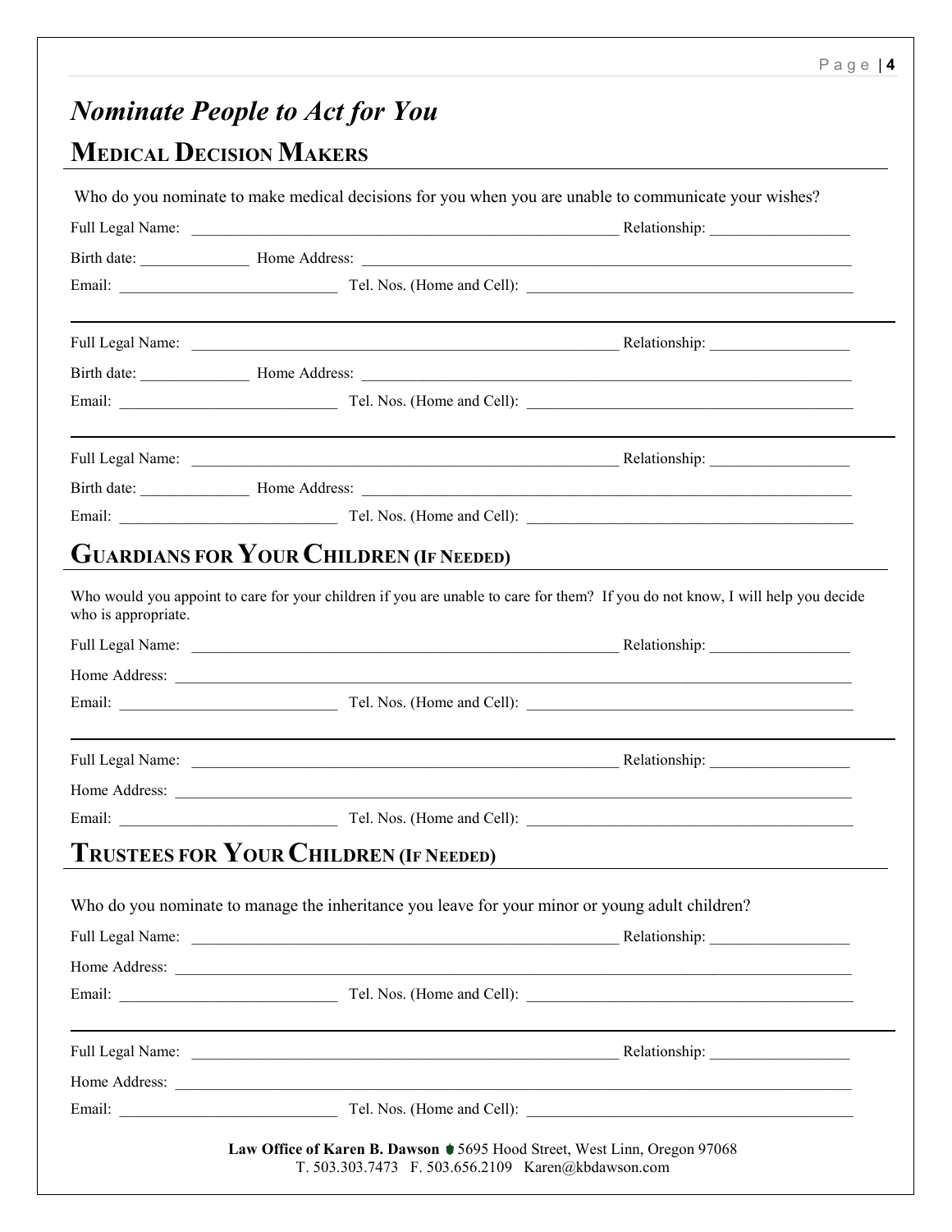# *Nominate People to Act for You*

## MEDICAL DECISION MAKERS

Who do you nominate to make medical decisions for you when you are unable to communicate your wishes?

Full Legal Name: ________________________________________________ Relationship: ________________

Birth date: ____________ Home Address: ________________________________________________________

Email: __________________________ Tel. Nos. (Home and Cell): ________________________________________

---

Full Legal Name: ________________________________________________ Relationship: ________________

Birth date: ____________ Home Address: ________________________________________________________

Email: __________________________ Tel. Nos. (Home and Cell): ________________________________________

---

Full Legal Name: ________________________________________________ Relationship: ________________

Birth date: ____________ Home Address: ________________________________________________________

Email: __________________________ Tel. Nos. (Home and Cell): ________________________________________

## GUARDIANS FOR YOUR CHILDREN (IF NEEDED)

Who would you appoint to care for your children if you are unable to care for them? If you do not know, I will help you decide who is appropriate.

Full Legal Name: ________________________________________________ Relationship: ________________

Home Address: ____________________________________________________________________________

Email: __________________________ Tel. Nos. (Home and Cell): ________________________________________

---

Full Legal Name: ________________________________________________ Relationship: ________________

Home Address: ____________________________________________________________________________

Email: __________________________ Tel. Nos. (Home and Cell): ________________________________________

## TRUSTEES FOR YOUR CHILDREN (IF NEEDED)

Who do you nominate to manage the inheritance you leave for your minor or young adult children?

Full Legal Name: ________________________________________________ Relationship: ________________

Home Address: ____________________________________________________________________________

Email: __________________________ Tel. Nos. (Home and Cell): ________________________________________

---

Full Legal Name: ________________________________________________ Relationship: ________________

Home Address: ____________________________________________________________________________

Email: __________________________ Tel. Nos. (Home and Cell): ________________________________________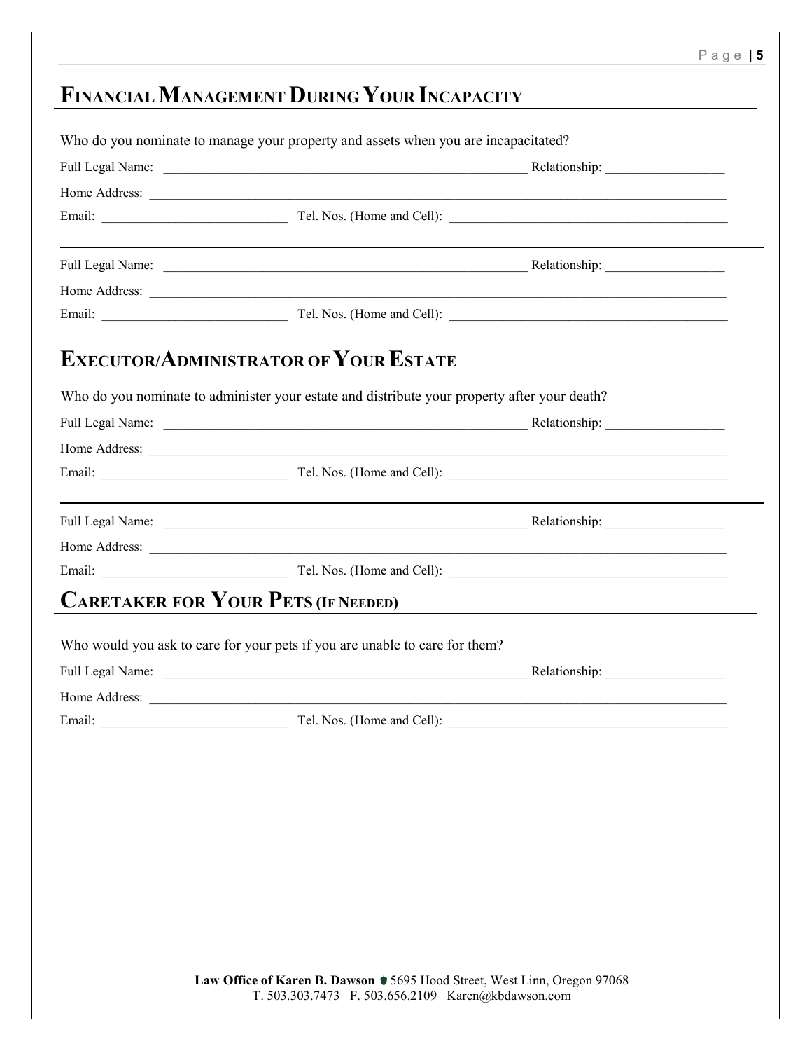## Financial Management During Your Incapacity

Who do you nominate to manage your property and assets when you are incapacitated?

Full Legal Name: ____________________________________________________________ Relationship: ____________________

Home Address: ______________________________________________________________________________________________

Email: ______________________________ Tel. Nos. (Home and Cell): ______________________________________________

---

Full Legal Name: ____________________________________________________________ Relationship: ____________________

Home Address: ______________________________________________________________________________________________

Email: ______________________________ Tel. Nos. (Home and Cell): ______________________________________________

## Executor/Administrator of Your Estate

Who do you nominate to administer your estate and distribute your property after your death?

Full Legal Name: ____________________________________________________________ Relationship: ____________________

Home Address: ______________________________________________________________________________________________

Email: ______________________________ Tel. Nos. (Home and Cell): ______________________________________________

---

Full Legal Name: ____________________________________________________________ Relationship: ____________________

Home Address: ______________________________________________________________________________________________

Email: ______________________________ Tel. Nos. (Home and Cell): ______________________________________________

## Caretaker for Your Pets (If Needed)

Who would you ask to care for your pets if you are unable to care for them?

Full Legal Name: ____________________________________________________________ Relationship: ____________________

Home Address: ______________________________________________________________________________________________

Email: ______________________________ Tel. Nos. (Home and Cell): ______________________________________________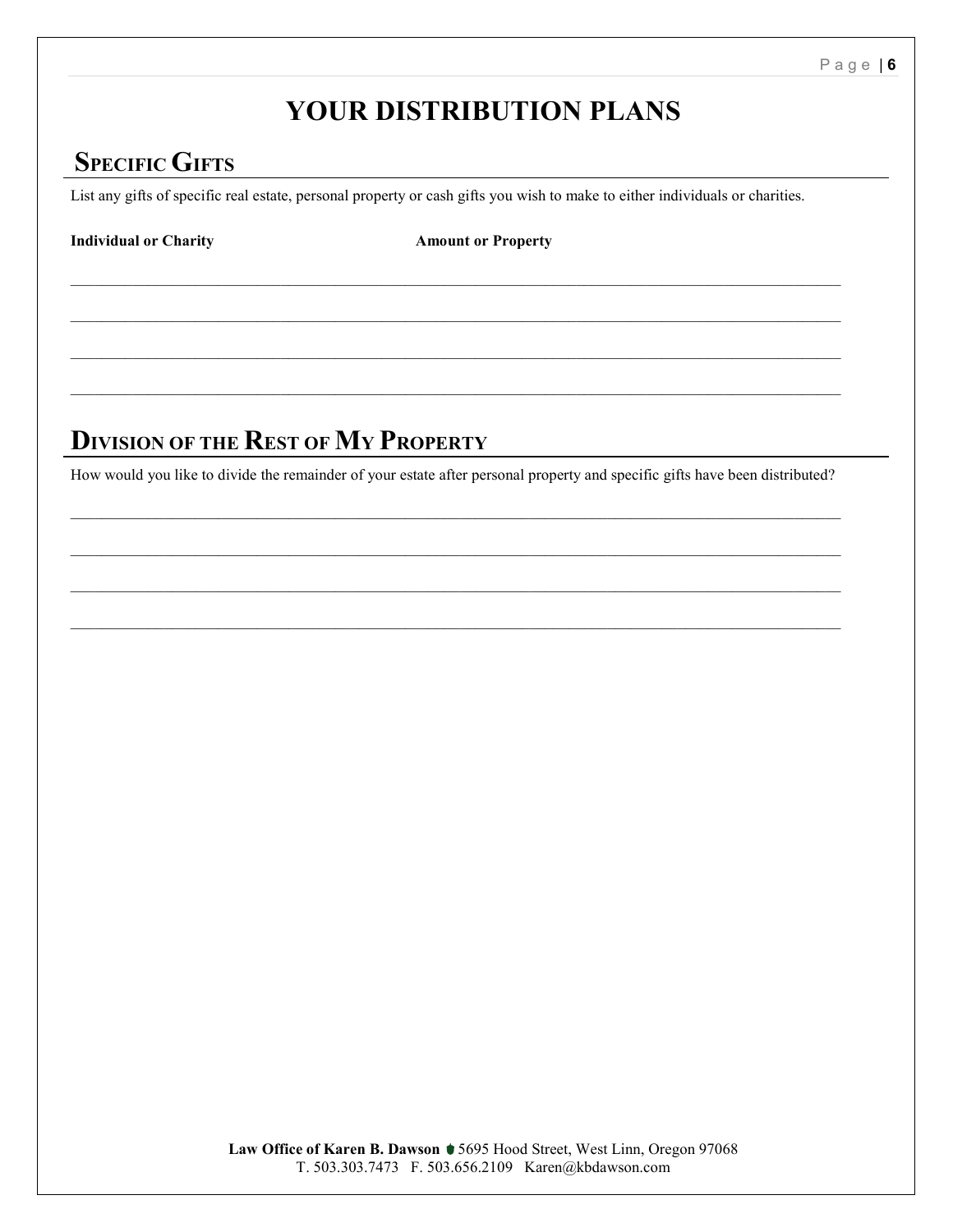# YOUR DISTRIBUTION PLANS

## Specific Gifts

List any gifts of specific real estate, personal property or cash gifts you wish to make to either individuals or charities.

**Individual or Charity** **Amount or Property**

______________________________________________________________________________________________

______________________________________________________________________________________________

______________________________________________________________________________________________

______________________________________________________________________________________________

## Division of the Rest of My Property

How would you like to divide the remainder of your estate after personal property and specific gifts have been distributed?

______________________________________________________________________________________________

______________________________________________________________________________________________

______________________________________________________________________________________________

______________________________________________________________________________________________

**Law Office of Karen B. Dawson** 5695 Hood Street, West Linn, Oregon 97068
T. 503.303.7473 F. 503.656.2109 Karen@kbdawson.com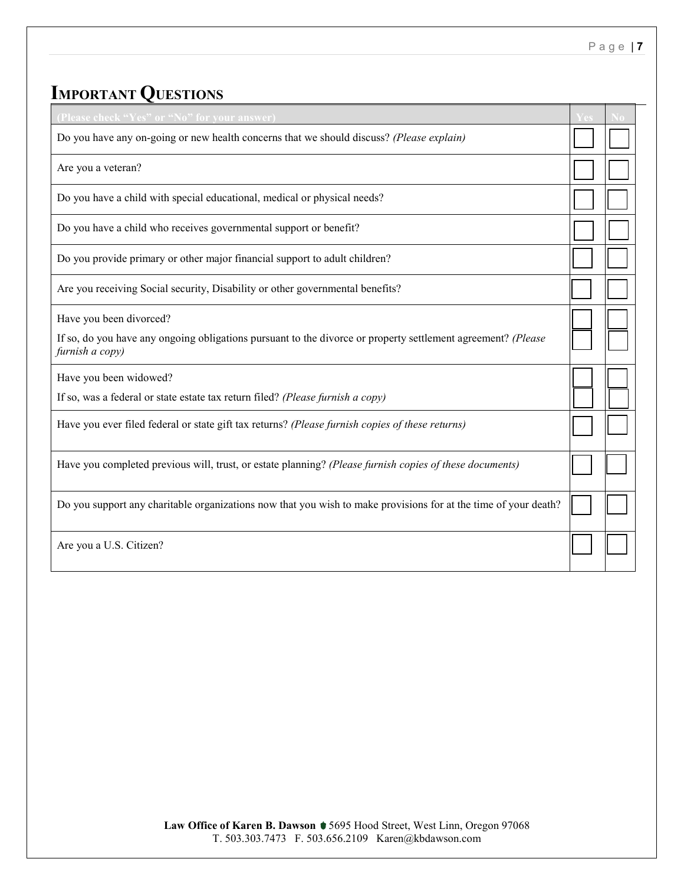# Important Questions

| (Please check "Yes" or "No" for your answer) | Yes | No |
|---|---|---|
| Do you have any on-going or new health concerns that we should discuss? *(Please explain)* | ☐ | ☐ |
| Are you a veteran? | ☐ | ☐ |
| Do you have a child with special educational, medical or physical needs? | ☐ | ☐ |
| Do you have a child who receives governmental support or benefit? | ☐ | ☐ |
| Do you provide primary or other major financial support to adult children? | ☐ | ☐ |
| Are you receiving Social security, Disability or other governmental benefits? | ☐ | ☐ |
| Have you been divorced? | ☐ | ☐ |
| If so, do you have any ongoing obligations pursuant to the divorce or property settlement agreement? *(Please furnish a copy)* | ☐ | ☐ |
| Have you been widowed? | ☐ | ☐ |
| If so, was a federal or state estate tax return filed? *(Please furnish a copy)* | ☐ | ☐ |
| Have you ever filed federal or state gift tax returns? *(Please furnish copies of these returns)* | ☐ | ☐ |
| Have you completed previous will, trust, or estate planning? *(Please furnish copies of these documents)* | ☐ | ☐ |
| Do you support any charitable organizations now that you wish to make provisions for at the time of your death? | ☐ | ☐ |
| Are you a U.S. Citizen? | ☐ | ☐ |

**Law Office of Karen B. Dawson** 5695 Hood Street, West Linn, Oregon 97068
T. 503.303.7473 F. 503.656.2109 Karen@kbdawson.com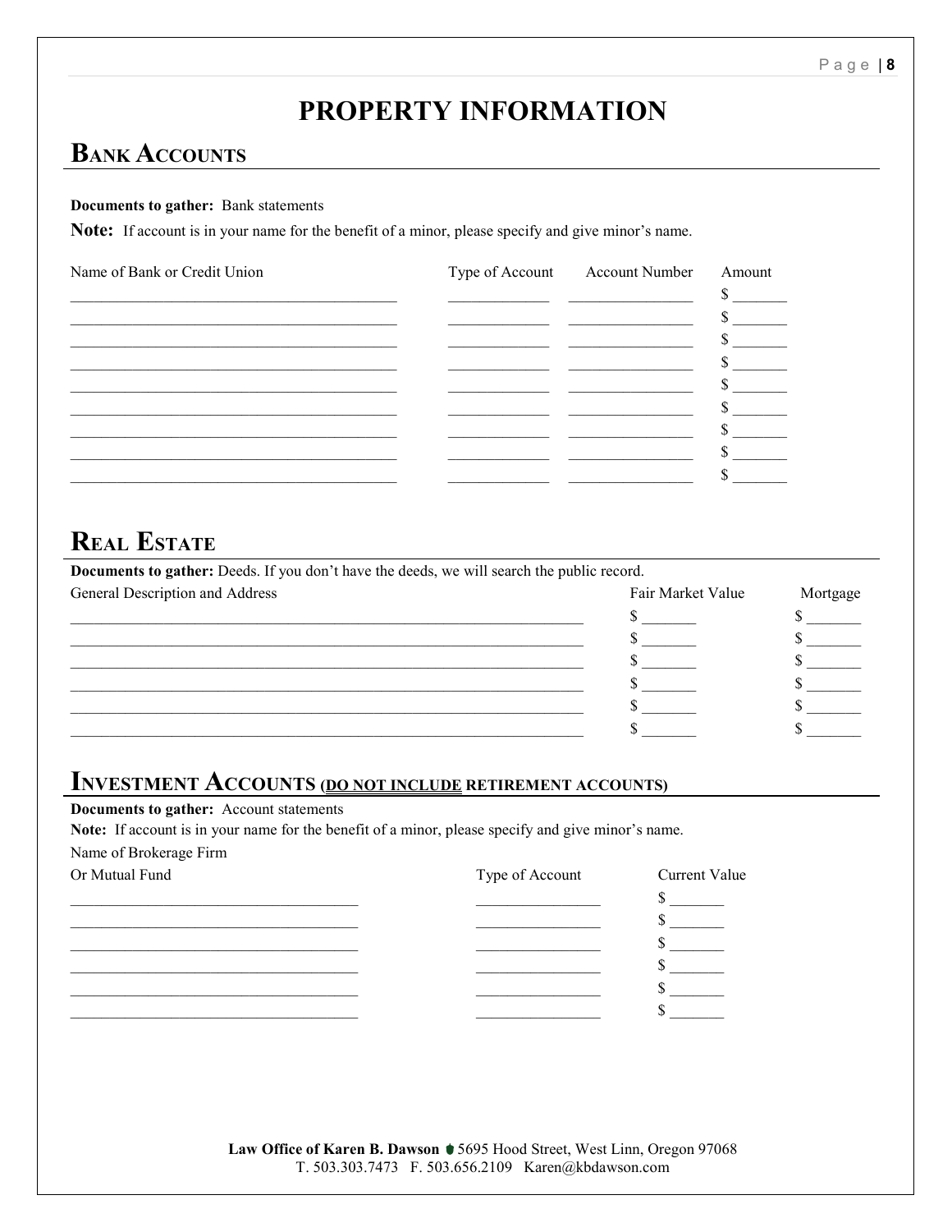# PROPERTY INFORMATION

## Bank Accounts

**Documents to gather:** Bank statements

**Note:** If account is in your name for the benefit of a minor, please specify and give minor's name.

| Name of Bank or Credit Union | Type of Account | Account Number | Amount |
|---|---|---|---|
| | | | $ |
| | | | $ |
| | | | $ |
| | | | $ |
| | | | $ |
| | | | $ |
| | | | $ |
| | | | $ |
| | | | $ |

## Real Estate

**Documents to gather:** Deeds. If you don't have the deeds, we will search the public record.

| General Description and Address | Fair Market Value | Mortgage |
|---|---|---|
| | $ | $ |
| | $ | $ |
| | $ | $ |
| | $ | $ |
| | $ | $ |
| | $ | $ |

## Investment Accounts (<u>DO NOT INCLUDE</u> RETIREMENT ACCOUNTS)

**Documents to gather:** Account statements

**Note:** If account is in your name for the benefit of a minor, please specify and give minor's name.

| Name of Brokerage Firm Or Mutual Fund | Type of Account | Current Value |
|---|---|---|
| | | $ |
| | | $ |
| | | $ |
| | | $ |
| | | $ |
| | | $ |

**Law Office of Karen B. Dawson** 5695 Hood Street, West Linn, Oregon 97068
T. 503.303.7473 F. 503.656.2109 Karen@kbdawson.com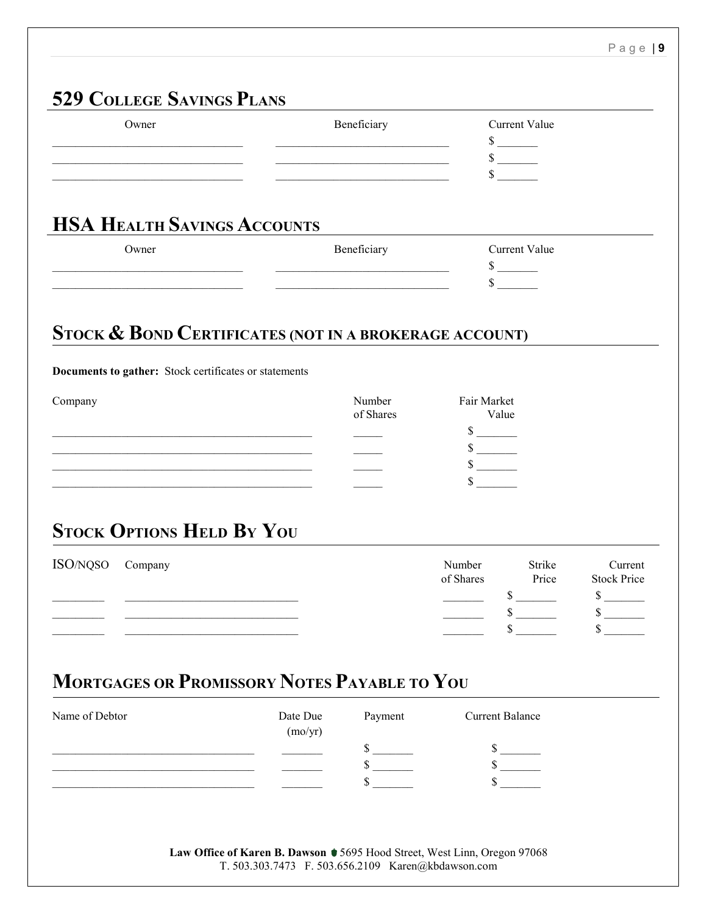## 529 College Savings Plans

| Owner | Beneficiary | Current Value |
|---|---|---|
| | | $ |
| | | $ |
| | | $ |

## HSA Health Savings Accounts

| Owner | Beneficiary | Current Value |
|---|---|---|
| | | $ |
| | | $ |

## Stock & Bond Certificates (not in a brokerage account)

**Documents to gather:** Stock certificates or statements

| Company | Number of Shares | Fair Market Value |
|---|---|---|
| | | $ |
| | | $ |
| | | $ |
| | | $ |

## Stock Options Held By You

| ISO/NQSO | Company | Number of Shares | Strike Price | Current Stock Price |
|---|---|---|---|---|
| | | | $ | $ |
| | | | $ | $ |
| | | | $ | $ |

## Mortgages or Promissory Notes Payable to You

| Name of Debtor | Date Due (mo/yr) | Payment | Current Balance |
|---|---|---|---|
| | | $ | $ |
| | | $ | $ |
| | | $ | $ |

**Law Office of Karen B. Dawson** 5695 Hood Street, West Linn, Oregon 97068
T. 503.303.7473 F. 503.656.2109 Karen@kbdawson.com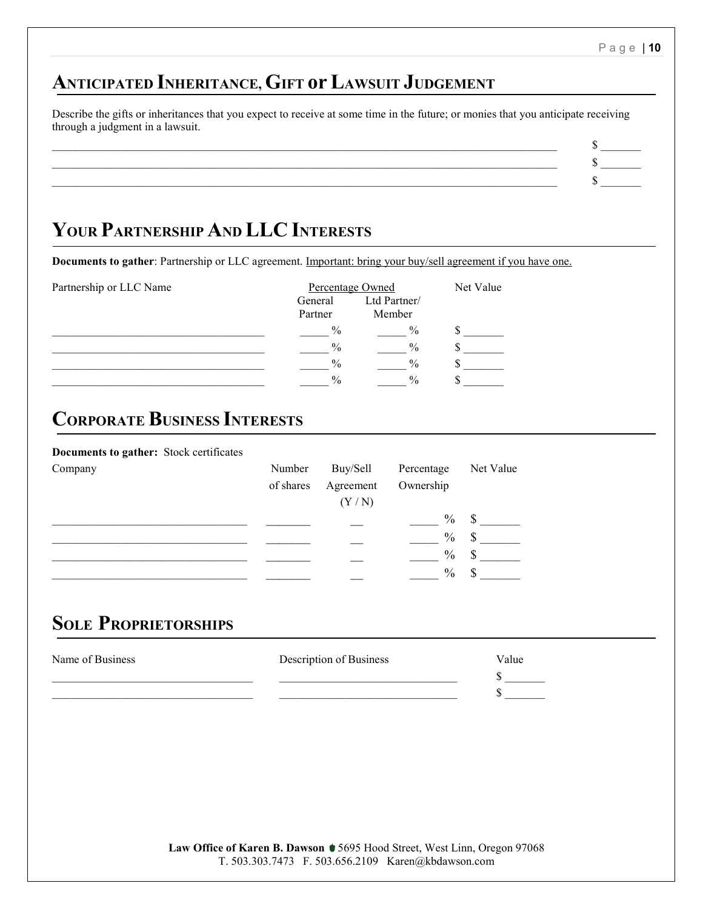## Anticipated Inheritance, Gift or Lawsuit Judgement

Describe the gifts or inheritances that you expect to receive at some time in the future; or monies that you anticipate receiving through a judgment in a lawsuit.

| | |
|---|---|
| ____________________ | $ ______ |
| ____________________ | $ ______ |
| ____________________ | $ ______ |

## Your Partnership And LLC Interests

**Documents to gather**: Partnership or LLC agreement. Important: bring your buy/sell agreement if you have one.

| Partnership or LLC Name | Percentage Owned | | Net Value |
|---|---|---|---|
| | General Partner | Ltd Partner/ Member | |
| ____________________ | _____ % | _____ % | $ ______ |
| ____________________ | _____ % | _____ % | $ ______ |
| ____________________ | _____ % | _____ % | $ ______ |
| ____________________ | _____ % | _____ % | $ ______ |

## Corporate Business Interests

**Documents to gather:** Stock certificates

| Company | Number of shares | Buy/Sell Agreement (Y / N) | Percentage Ownership | Net Value |
|---|---|---|---|---|
| ____________________ | _______ | __ | _____ % | $ ______ |
| ____________________ | _______ | __ | _____ % | $ ______ |
| ____________________ | _______ | __ | _____ % | $ ______ |
| ____________________ | _______ | __ | _____ % | $ ______ |

## Sole Proprietorships

| Name of Business | Description of Business | Value |
|---|---|---|
| ____________________ | ____________________ | $ ______ |
| ____________________ | ____________________ | $ ______ |

**Law Office of Karen B. Dawson** 5695 Hood Street, West Linn, Oregon 97068
T. 503.303.7473 F. 503.656.2109 Karen@kbdawson.com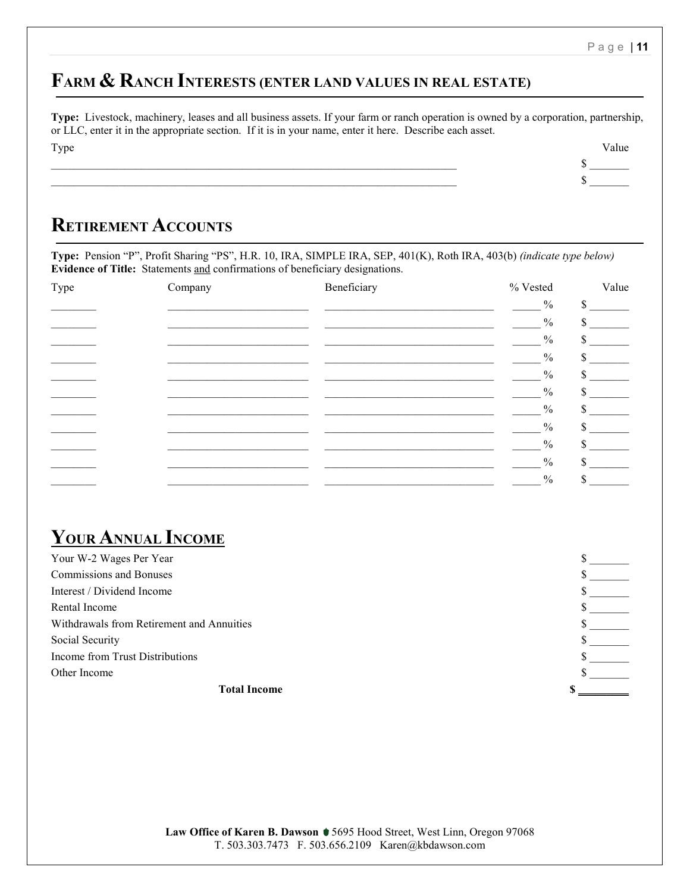## Farm & Ranch Interests (enter land values in real estate)

**Type:** Livestock, machinery, leases and all business assets. If your farm or ranch operation is owned by a corporation, partnership, or LLC, enter it in the appropriate section. If it is in your name, enter it here. Describe each asset.

| Type | Value |
|---|---|
| ______________________________________________ | $ _______ |
| ______________________________________________ | $ _______ |

## Retirement Accounts

**Type:** Pension "P", Profit Sharing "PS", H.R. 10, IRA, SIMPLE IRA, SEP, 401(K), Roth IRA, 403(b) *(indicate type below)*
**Evidence of Title:** Statements and confirmations of beneficiary designations.

| Type | Company | Beneficiary | % Vested | Value |
|---|---|---|---|---|
| ________ | _________________ | ____________________ | _____ % | $ _______ |
| ________ | _________________ | ____________________ | _____ % | $ _______ |
| ________ | _________________ | ____________________ | _____ % | $ _______ |
| ________ | _________________ | ____________________ | _____ % | $ _______ |
| ________ | _________________ | ____________________ | _____ % | $ _______ |
| ________ | _________________ | ____________________ | _____ % | $ _______ |
| ________ | _________________ | ____________________ | _____ % | $ _______ |
| ________ | _________________ | ____________________ | _____ % | $ _______ |
| ________ | _________________ | ____________________ | _____ % | $ _______ |
| ________ | _________________ | ____________________ | _____ % | $ _______ |
| ________ | _________________ | ____________________ | _____ % | $ _______ |

## Your Annual Income

| | |
|---|---|
| Your W-2 Wages Per Year | $ _______ |
| Commissions and Bonuses | $ _______ |
| Interest / Dividend Income | $ _______ |
| Rental Income | $ _______ |
| Withdrawals from Retirement and Annuities | $ _______ |
| Social Security | $ _______ |
| Income from Trust Distributions | $ _______ |
| Other Income | $ _______ |
| **Total Income** | **$ _________** |

**Law Office of Karen B. Dawson** 5695 Hood Street, West Linn, Oregon 97068
T. 503.303.7473 F. 503.656.2109 Karen@kbdawson.com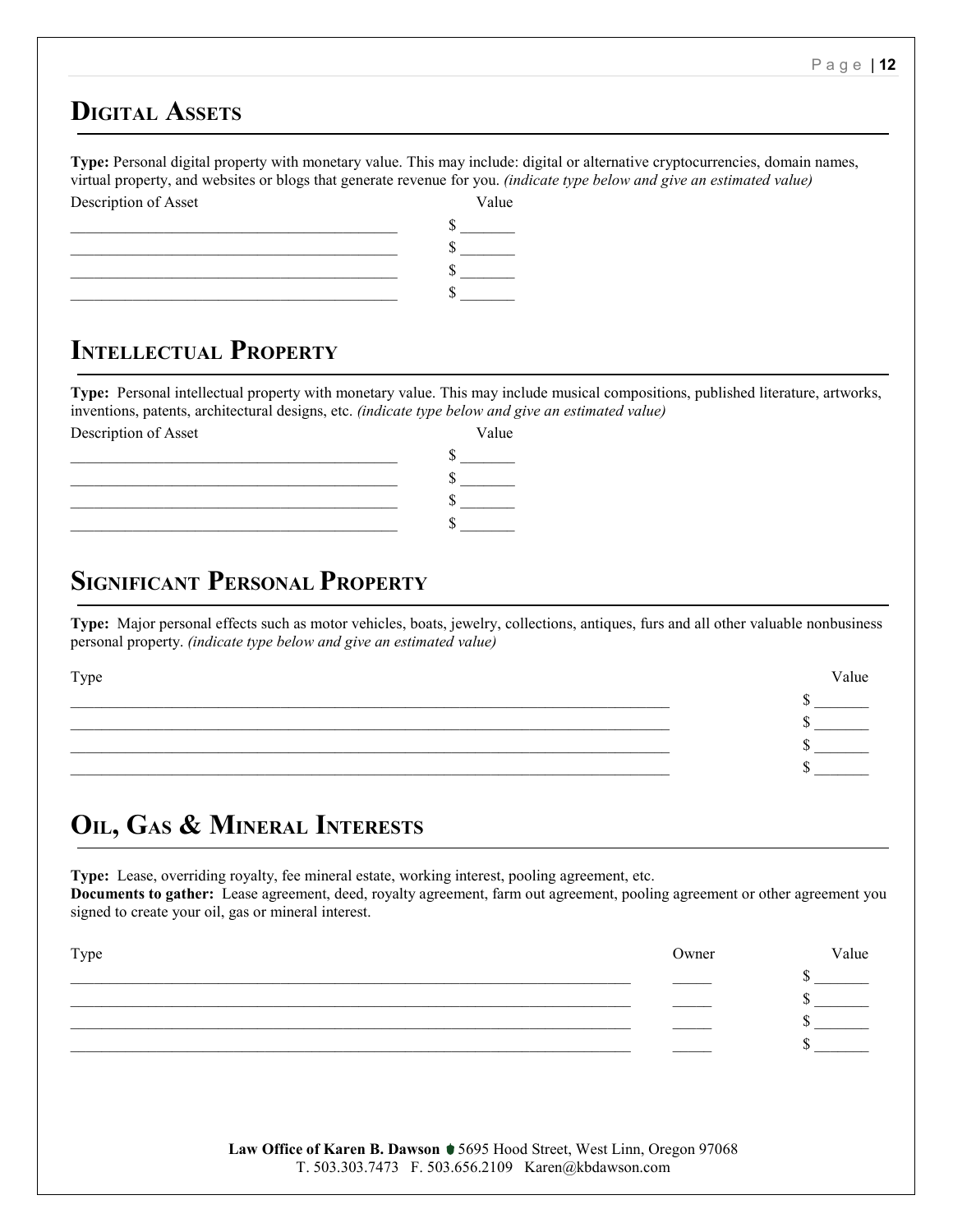## Digital Assets

**Type:** Personal digital property with monetary value. This may include: digital or alternative cryptocurrencies, domain names, virtual property, and websites or blogs that generate revenue for you. *(indicate type below and give an estimated value)*

| Description of Asset | Value |
|---|---|
| ________________________________________ | $ _______ |
| ________________________________________ | $ _______ |
| ________________________________________ | $ _______ |
| ________________________________________ | $ _______ |

## Intellectual Property

**Type:** Personal intellectual property with monetary value. This may include musical compositions, published literature, artworks, inventions, patents, architectural designs, etc. *(indicate type below and give an estimated value)*

| Description of Asset | Value |
|---|---|
| ________________________________________ | $ _______ |
| ________________________________________ | $ _______ |
| ________________________________________ | $ _______ |
| ________________________________________ | $ _______ |

## Significant Personal Property

**Type:** Major personal effects such as motor vehicles, boats, jewelry, collections, antiques, furs and all other valuable nonbusiness personal property. *(indicate type below and give an estimated value)*

| Type | Value |
|---|---|
| ________________________________________________________________________________ | $ _______ |
| ________________________________________________________________________________ | $ _______ |
| ________________________________________________________________________________ | $ _______ |
| ________________________________________________________________________________ | $ _______ |

## Oil, Gas & Mineral Interests

**Type:** Lease, overriding royalty, fee mineral estate, working interest, pooling agreement, etc.
**Documents to gather:** Lease agreement, deed, royalty agreement, farm out agreement, pooling agreement or other agreement you signed to create your oil, gas or mineral interest.

| Type | Owner | Value |
|---|---|---|
| ___________________________________________________________________________ | _____ | $ _______ |
| ___________________________________________________________________________ | _____ | $ _______ |
| ___________________________________________________________________________ | _____ | $ _______ |
| ___________________________________________________________________________ | _____ | $ _______ |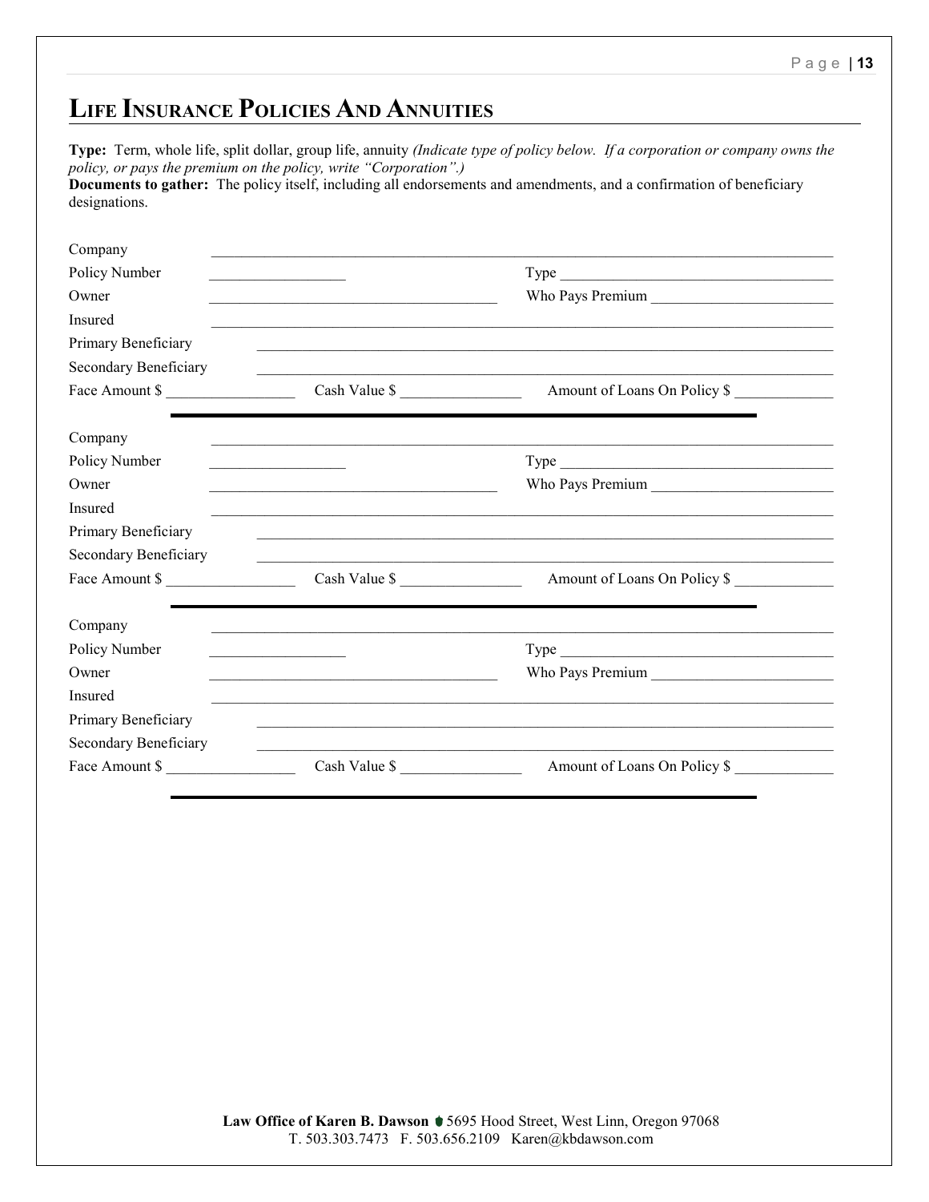# LIFE INSURANCE POLICIES AND ANNUITIES

**Type:** Term, whole life, split dollar, group life, annuity *(Indicate type of policy below. If a corporation or company owns the policy, or pays the premium on the policy, write "Corporation".)*
**Documents to gather:** The policy itself, including all endorsements and amendments, and a confirmation of beneficiary designations.

Company ____________________________________________

Policy Number ________________ Type ____________________

Owner ______________________ Who Pays Premium ______________

Insured ____________________________________________

Primary Beneficiary ____________________________________

Secondary Beneficiary __________________________________

Face Amount $ ____________ Cash Value $ ____________ Amount of Loans On Policy $ __________

---

Company ____________________________________________

Policy Number ________________ Type ____________________

Owner ______________________ Who Pays Premium ______________

Insured ____________________________________________

Primary Beneficiary ____________________________________

Secondary Beneficiary __________________________________

Face Amount $ ____________ Cash Value $ ____________ Amount of Loans On Policy $ __________

---

Company ____________________________________________

Policy Number ________________ Type ____________________

Owner ______________________ Who Pays Premium ______________

Insured ____________________________________________

Primary Beneficiary ____________________________________

Secondary Beneficiary __________________________________

Face Amount $ ____________ Cash Value $ ____________ Amount of Loans On Policy $ __________

---

**Law Office of Karen B. Dawson** 5695 Hood Street, West Linn, Oregon 97068
T. 503.303.7473 F. 503.656.2109 Karen@kbdawson.com